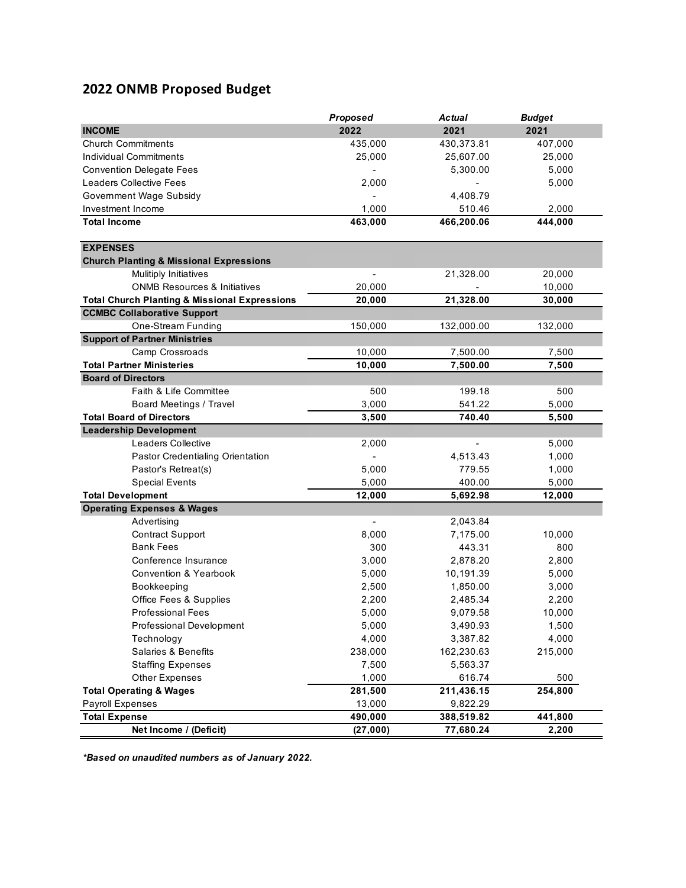## 2022 ONMB Proposed Budget

| | *Proposed* | *Actual* | *Budget* |
|---|---|---|---|
| **INCOME** | **2022** | **2021** | **2021** |
| Church Commitments | 435,000 | 430,373.81 | 407,000 |
| Individual Commitments | 25,000 | 25,607.00 | 25,000 |
| Convention Delegate Fees | - | 5,300.00 | 5,000 |
| Leaders Collective Fees | 2,000 | - | 5,000 |
| Government Wage Subsidy | - | 4,408.79 | |
| Investment Income | 1,000 | 510.46 | 2,000 |
| **Total Income** | **463,000** | **466,200.06** | **444,000** |
| | | | |
| **EXPENSES** | | | |
| **Church Planting & Missional Expressions** | | | |
| Mulitiply Initiatives | - | 21,328.00 | 20,000 |
| ONMB Resources & Initiatives | 20,000 | - | 10,000 |
| **Total Church Planting & Missional Expressions** | **20,000** | **21,328.00** | **30,000** |
| **CCMBC Collaborative Support** | | | |
| One-Stream Funding | 150,000 | 132,000.00 | 132,000 |
| **Support of Partner Ministries** | | | |
| Camp Crossroads | 10,000 | 7,500.00 | 7,500 |
| **Total Partner Ministeries** | **10,000** | **7,500.00** | **7,500** |
| **Board of Directors** | | | |
| Faith & Life Committee | 500 | 199.18 | 500 |
| Board Meetings / Travel | 3,000 | 541.22 | 5,000 |
| **Total Board of Directors** | **3,500** | **740.40** | **5,500** |
| **Leadership Development** | | | |
| Leaders Collective | 2,000 | - | 5,000 |
| Pastor Credentialing Orientation | - | 4,513.43 | 1,000 |
| Pastor's Retreat(s) | 5,000 | 779.55 | 1,000 |
| Special Events | 5,000 | 400.00 | 5,000 |
| **Total Development** | **12,000** | **5,692.98** | **12,000** |
| **Operating Expenses & Wages** | | | |
| Advertising | - | 2,043.84 | |
| Contract Support | 8,000 | 7,175.00 | 10,000 |
| Bank Fees | 300 | 443.31 | 800 |
| Conference Insurance | 3,000 | 2,878.20 | 2,800 |
| Convention & Yearbook | 5,000 | 10,191.39 | 5,000 |
| Bookkeeping | 2,500 | 1,850.00 | 3,000 |
| Office Fees & Supplies | 2,200 | 2,485.34 | 2,200 |
| Professional Fees | 5,000 | 9,079.58 | 10,000 |
| Professional Development | 5,000 | 3,490.93 | 1,500 |
| Technology | 4,000 | 3,387.82 | 4,000 |
| Salaries & Benefits | 238,000 | 162,230.63 | 215,000 |
| Staffing Expenses | 7,500 | 5,563.37 | |
| Other Expenses | 1,000 | 616.74 | 500 |
| **Total Operating & Wages** | **281,500** | **211,436.15** | **254,800** |
| Payroll Expenses | 13,000 | 9,822.29 | |
| **Total Expense** | **490,000** | **388,519.82** | **441,800** |
| **Net Income / (Deficit)** | **(27,000)** | **77,680.24** | **2,200** |

***Based on unaudited numbers as of January 2022.***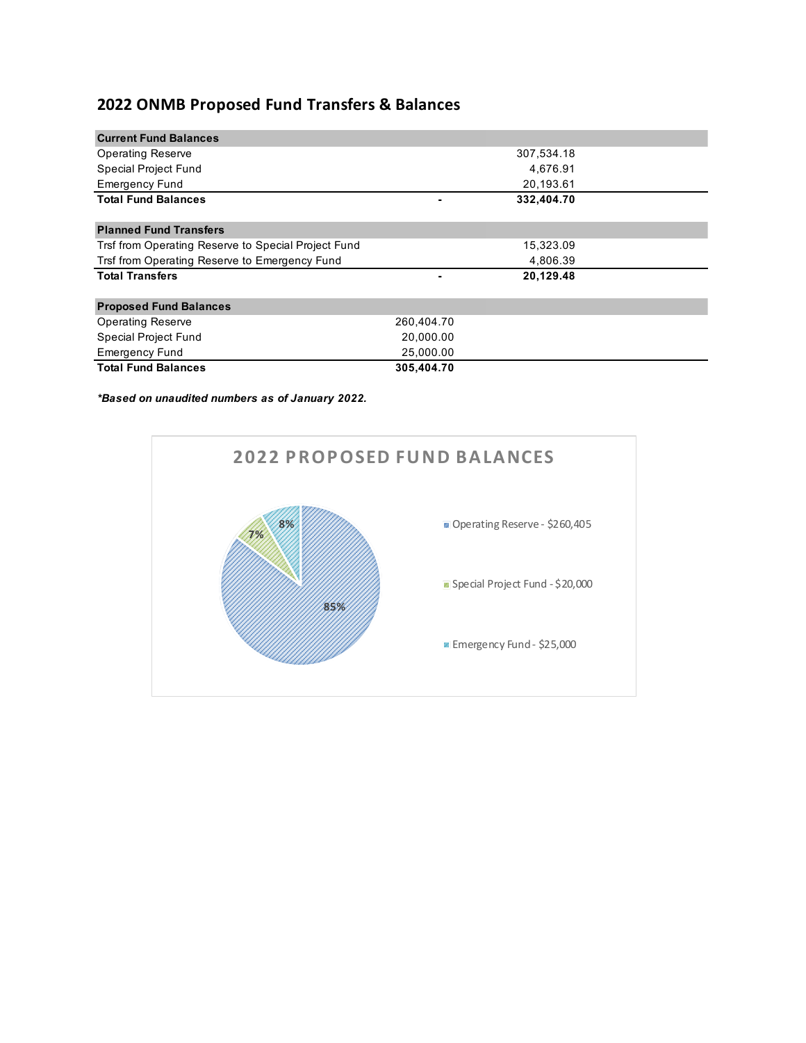## 2022 ONMB Proposed Fund Transfers & Balances

| | | |
|---|---|---|
| **Current Fund Balances** | | |
| Operating Reserve | | 307,534.18 |
| Special Project Fund | | 4,676.91 |
| Emergency Fund | | 20,193.61 |
| **Total Fund Balances** | **-** | **332,404.70** |
| | | |
| **Planned Fund Transfers** | | |
| Trsf from Operating Reserve to Special Project Fund | | 15,323.09 |
| Trsf from Operating Reserve to Emergency Fund | | 4,806.39 |
| **Total Transfers** | **-** | **20,129.48** |
| | | |
| **Proposed Fund Balances** | | |
| Operating Reserve | 260,404.70 | |
| Special Project Fund | 20,000.00 | |
| Emergency Fund | 25,000.00 | |
| **Total Fund Balances** | **305,404.70** | |

***Based on unaudited numbers as of January 2022.***

2022 PROPOSED FUND BALANCES

85%

7%

8%

Operating Reserve - $260,405

Special Project Fund - $20,000

Emergency Fund - $25,000